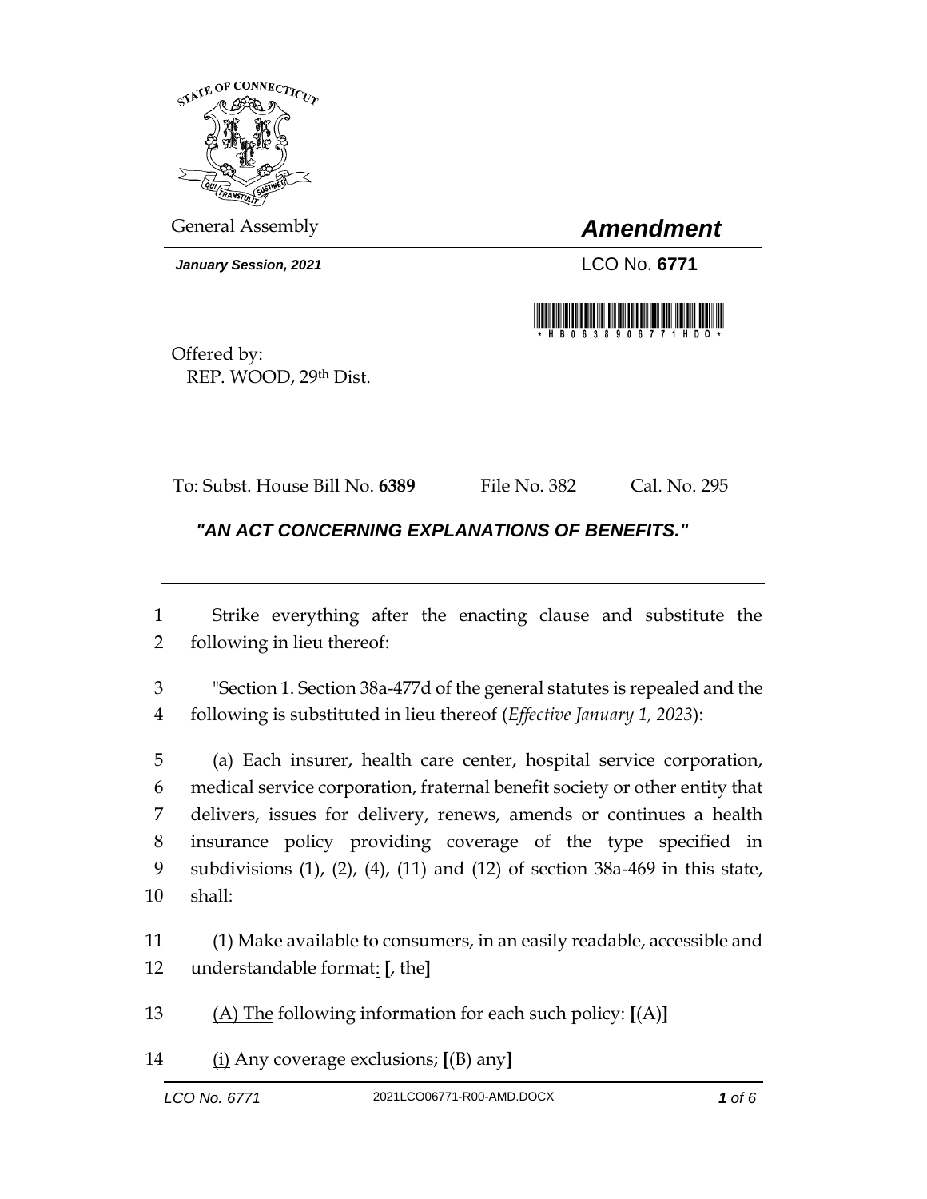General Assembly

# *Amendment*

***January Session, 2021***

LCO No. **6771**

\* H B 0 6 3 8 9 0 6 7 7 1 H D O \*

Offered by:
REP. WOOD, 29th Dist.

To: Subst. House Bill No. **6389** File No. 382 Cal. No. 295

## ***"AN ACT CONCERNING EXPLANATIONS OF BENEFITS."***

---

1 Strike everything after the enacting clause and substitute the
2 following in lieu thereof:

3 "Section 1. Section 38a-477d of the general statutes is repealed and the
4 following is substituted in lieu thereof (*Effective January 1, 2023*):

5 (a) Each insurer, health care center, hospital service corporation,
6 medical service corporation, fraternal benefit society or other entity that
7 delivers, issues for delivery, renews, amends or continues a health
8 insurance policy providing coverage of the type specified in
9 subdivisions (1), (2), (4), (11) and (12) of section 38a-469 in this state,
10 shall:

11 (1) Make available to consumers, in an easily readable, accessible and
12 understandable format: **[**, the**]**

13 (A) The following information for each such policy: **[**(A)**]**

14 (i) Any coverage exclusions; **[**(B) any**]**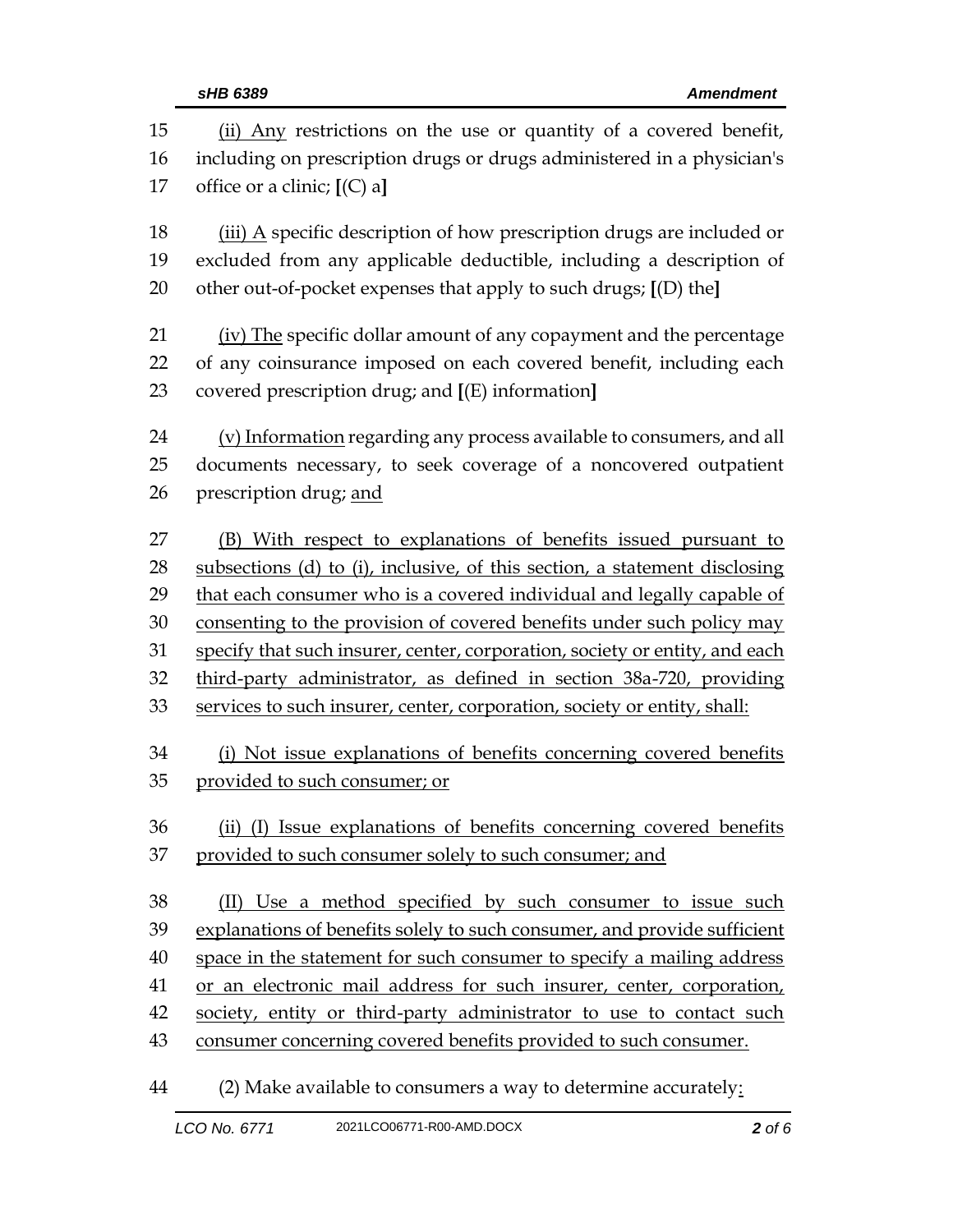(ii) Any restrictions on the use or quantity of a covered benefit, including on prescription drugs or drugs administered in a physician's office or a clinic; [(C) a]

(iii) A specific description of how prescription drugs are included or excluded from any applicable deductible, including a description of other out-of-pocket expenses that apply to such drugs; [(D) the]

(iv) The specific dollar amount of any copayment and the percentage of any coinsurance imposed on each covered benefit, including each covered prescription drug; and [(E) information]

(v) Information regarding any process available to consumers, and all documents necessary, to seek coverage of a noncovered outpatient prescription drug; and

(B) With respect to explanations of benefits issued pursuant to subsections (d) to (i), inclusive, of this section, a statement disclosing that each consumer who is a covered individual and legally capable of consenting to the provision of covered benefits under such policy may specify that such insurer, center, corporation, society or entity, and each third-party administrator, as defined in section 38a-720, providing services to such insurer, center, corporation, society or entity, shall:

(i) Not issue explanations of benefits concerning covered benefits provided to such consumer; or

(ii) (I) Issue explanations of benefits concerning covered benefits provided to such consumer solely to such consumer; and

(II) Use a method specified by such consumer to issue such explanations of benefits solely to such consumer, and provide sufficient space in the statement for such consumer to specify a mailing address or an electronic mail address for such insurer, center, corporation, society, entity or third-party administrator to use to contact such consumer concerning covered benefits provided to such consumer.

(2) Make available to consumers a way to determine accurately: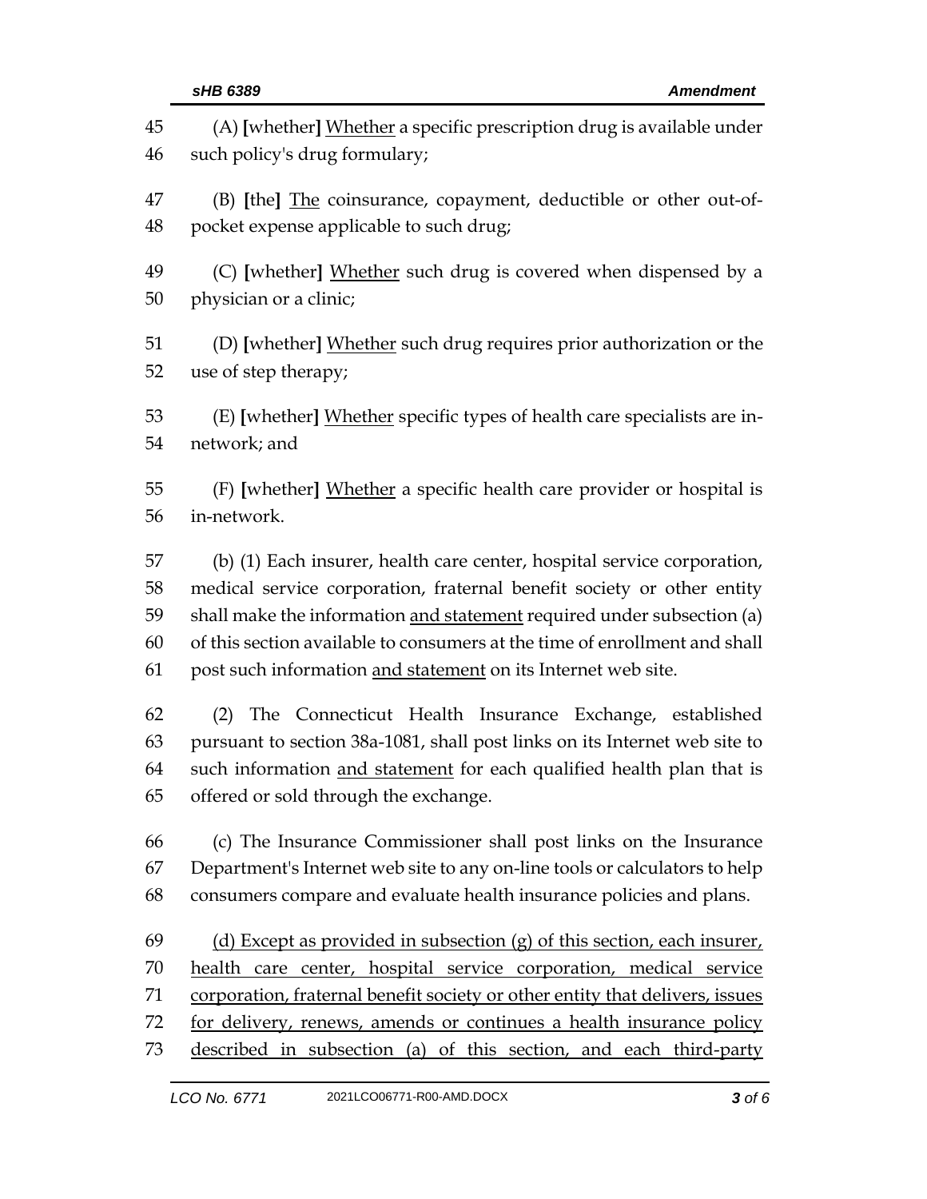(A) **[**whether**]** <u>Whether</u> a specific prescription drug is available under such policy's drug formulary;

(B) **[**the**]** <u>The</u> coinsurance, copayment, deductible or other out-of-pocket expense applicable to such drug;

(C) **[**whether**]** <u>Whether</u> such drug is covered when dispensed by a physician or a clinic;

(D) **[**whether**]** <u>Whether</u> such drug requires prior authorization or the use of step therapy;

(E) **[**whether**]** <u>Whether</u> specific types of health care specialists are in-network; and

(F) **[**whether**]** <u>Whether</u> a specific health care provider or hospital is in-network.

(b) (1) Each insurer, health care center, hospital service corporation, medical service corporation, fraternal benefit society or other entity shall make the information <u>and statement</u> required under subsection (a) of this section available to consumers at the time of enrollment and shall post such information <u>and statement</u> on its Internet web site.

(2) The Connecticut Health Insurance Exchange, established pursuant to section 38a-1081, shall post links on its Internet web site to such information <u>and statement</u> for each qualified health plan that is offered or sold through the exchange.

(c) The Insurance Commissioner shall post links on the Insurance Department's Internet web site to any on-line tools or calculators to help consumers compare and evaluate health insurance policies and plans.

<u>(d) Except as provided in subsection (g) of this section, each insurer, health care center, hospital service corporation, medical service corporation, fraternal benefit society or other entity that delivers, issues for delivery, renews, amends or continues a health insurance policy described in subsection (a) of this section, and each third-party</u>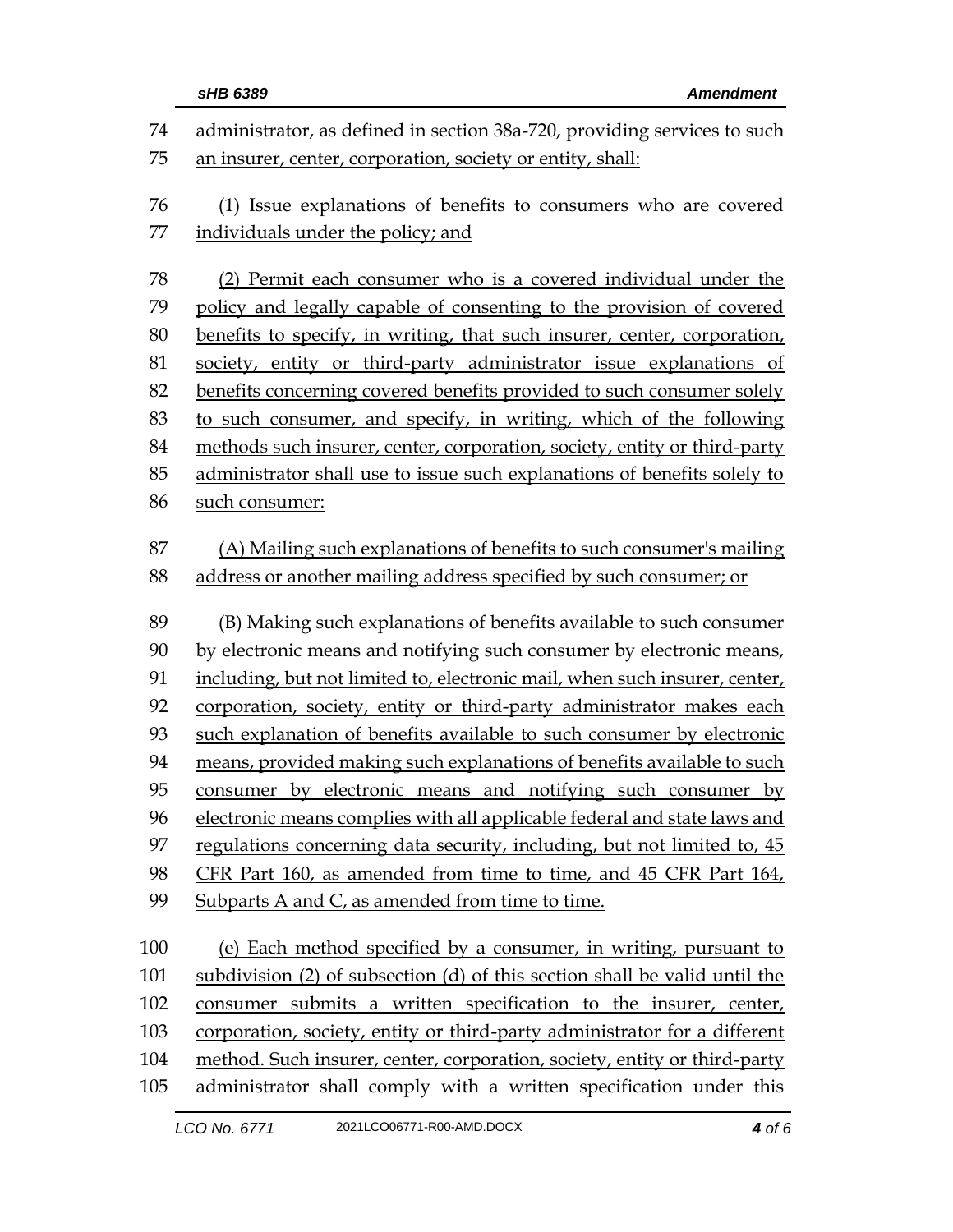administrator, as defined in section 38a-720, providing services to such an insurer, center, corporation, society or entity, shall:

(1) Issue explanations of benefits to consumers who are covered individuals under the policy; and

(2) Permit each consumer who is a covered individual under the policy and legally capable of consenting to the provision of covered benefits to specify, in writing, that such insurer, center, corporation, society, entity or third-party administrator issue explanations of benefits concerning covered benefits provided to such consumer solely to such consumer, and specify, in writing, which of the following methods such insurer, center, corporation, society, entity or third-party administrator shall use to issue such explanations of benefits solely to such consumer:

(A) Mailing such explanations of benefits to such consumer's mailing address or another mailing address specified by such consumer; or

(B) Making such explanations of benefits available to such consumer by electronic means and notifying such consumer by electronic means, including, but not limited to, electronic mail, when such insurer, center, corporation, society, entity or third-party administrator makes each such explanation of benefits available to such consumer by electronic means, provided making such explanations of benefits available to such consumer by electronic means and notifying such consumer by electronic means complies with all applicable federal and state laws and regulations concerning data security, including, but not limited to, 45 CFR Part 160, as amended from time to time, and 45 CFR Part 164, Subparts A and C, as amended from time to time.

(e) Each method specified by a consumer, in writing, pursuant to subdivision (2) of subsection (d) of this section shall be valid until the consumer submits a written specification to the insurer, center, corporation, society, entity or third-party administrator for a different method. Such insurer, center, corporation, society, entity or third-party administrator shall comply with a written specification under this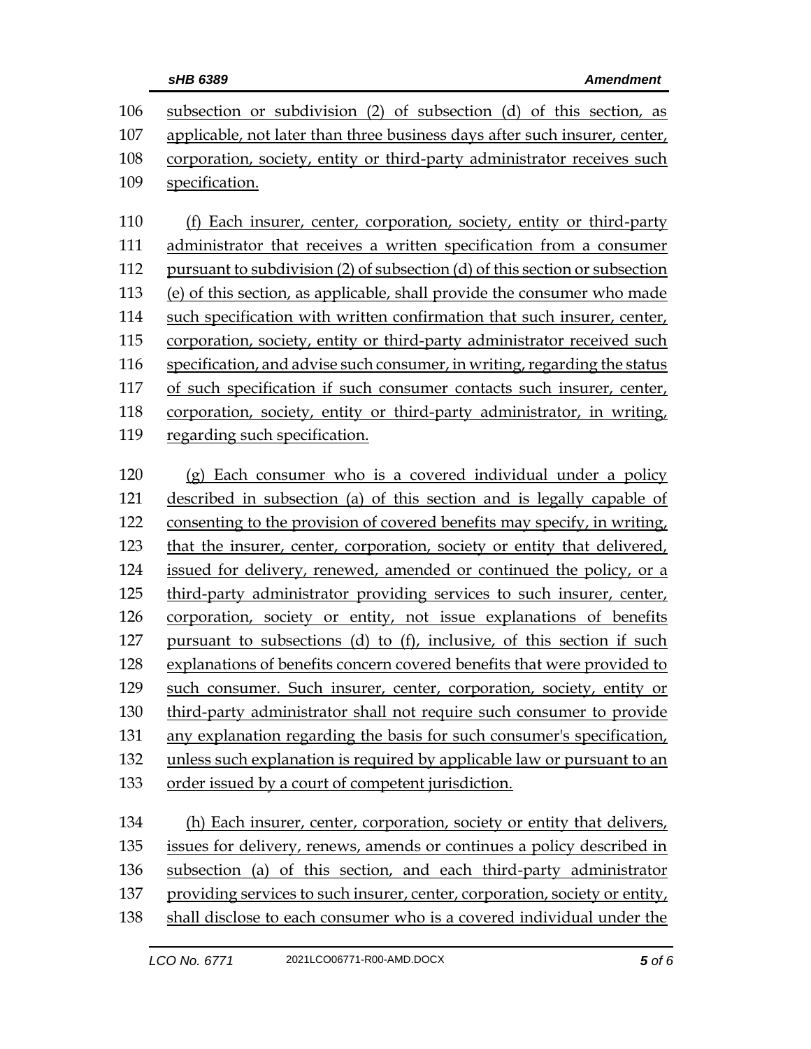subsection or subdivision (2) of subsection (d) of this section, as applicable, not later than three business days after such insurer, center, corporation, society, entity or third-party administrator receives such specification.

(f) Each insurer, center, corporation, society, entity or third-party administrator that receives a written specification from a consumer pursuant to subdivision (2) of subsection (d) of this section or subsection (e) of this section, as applicable, shall provide the consumer who made such specification with written confirmation that such insurer, center, corporation, society, entity or third-party administrator received such specification, and advise such consumer, in writing, regarding the status of such specification if such consumer contacts such insurer, center, corporation, society, entity or third-party administrator, in writing, regarding such specification.

(g) Each consumer who is a covered individual under a policy described in subsection (a) of this section and is legally capable of consenting to the provision of covered benefits may specify, in writing, that the insurer, center, corporation, society or entity that delivered, issued for delivery, renewed, amended or continued the policy, or a third-party administrator providing services to such insurer, center, corporation, society or entity, not issue explanations of benefits pursuant to subsections (d) to (f), inclusive, of this section if such explanations of benefits concern covered benefits that were provided to such consumer. Such insurer, center, corporation, society, entity or third-party administrator shall not require such consumer to provide any explanation regarding the basis for such consumer's specification, unless such explanation is required by applicable law or pursuant to an order issued by a court of competent jurisdiction.

(h) Each insurer, center, corporation, society or entity that delivers, issues for delivery, renews, amends or continues a policy described in subsection (a) of this section, and each third-party administrator providing services to such insurer, center, corporation, society or entity, shall disclose to each consumer who is a covered individual under the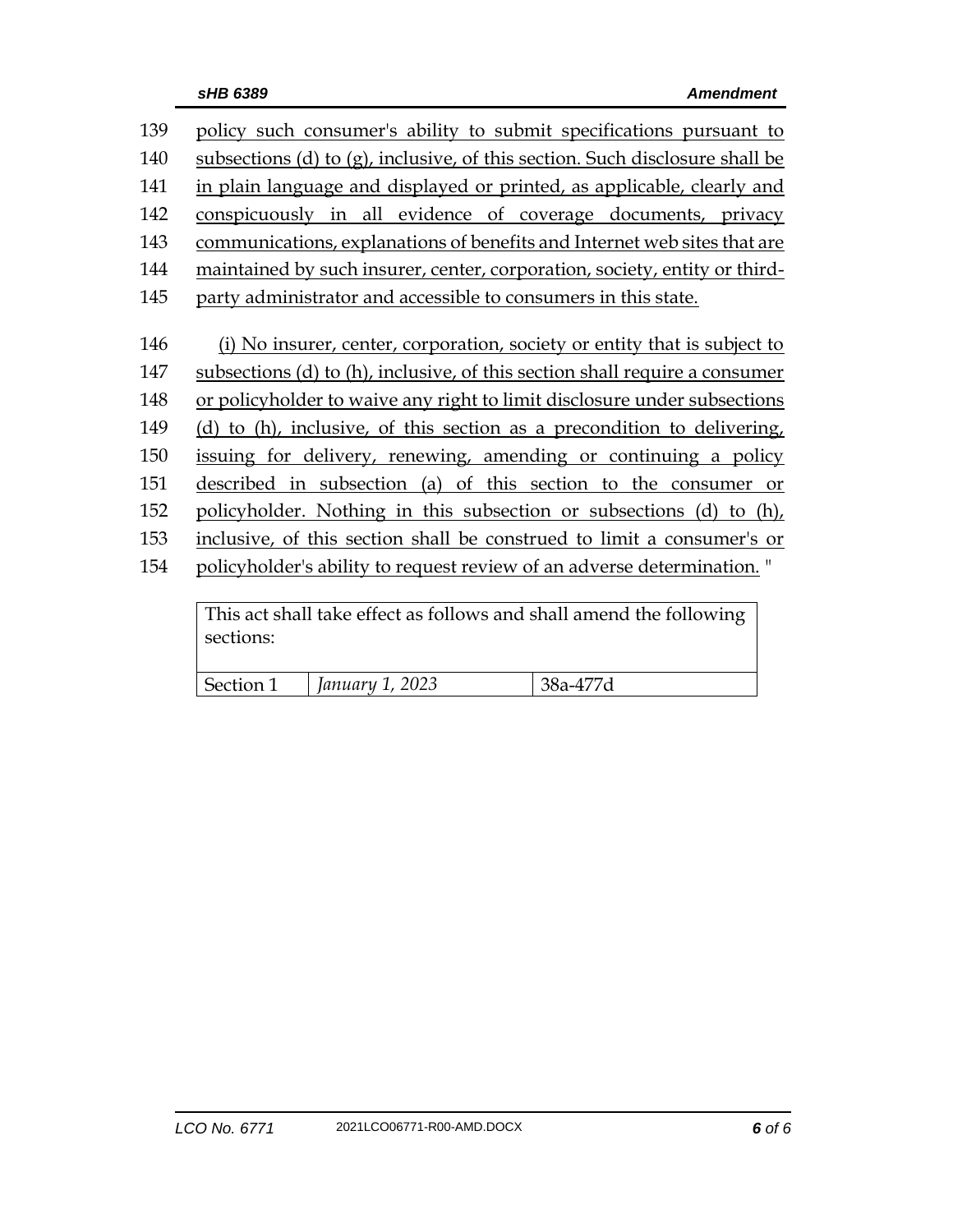139 policy such consumer's ability to submit specifications pursuant to
140 subsections (d) to (g), inclusive, of this section. Such disclosure shall be
141 in plain language and displayed or printed, as applicable, clearly and
142 conspicuously in all evidence of coverage documents, privacy
143 communications, explanations of benefits and Internet web sites that are
144 maintained by such insurer, center, corporation, society, entity or third-
145 party administrator and accessible to consumers in this state.

146 (i) No insurer, center, corporation, society or entity that is subject to
147 subsections (d) to (h), inclusive, of this section shall require a consumer
148 or policyholder to waive any right to limit disclosure under subsections
149 (d) to (h), inclusive, of this section as a precondition to delivering,
150 issuing for delivery, renewing, amending or continuing a policy
151 described in subsection (a) of this section to the consumer or
152 policyholder. Nothing in this subsection or subsections (d) to (h),
153 inclusive, of this section shall be construed to limit a consumer's or
154 policyholder's ability to request review of an adverse determination. "

| This act shall take effect as follows and shall amend the following sections: | | |
|---|---|---|
| Section 1 | *January 1, 2023* | 38a-477d |